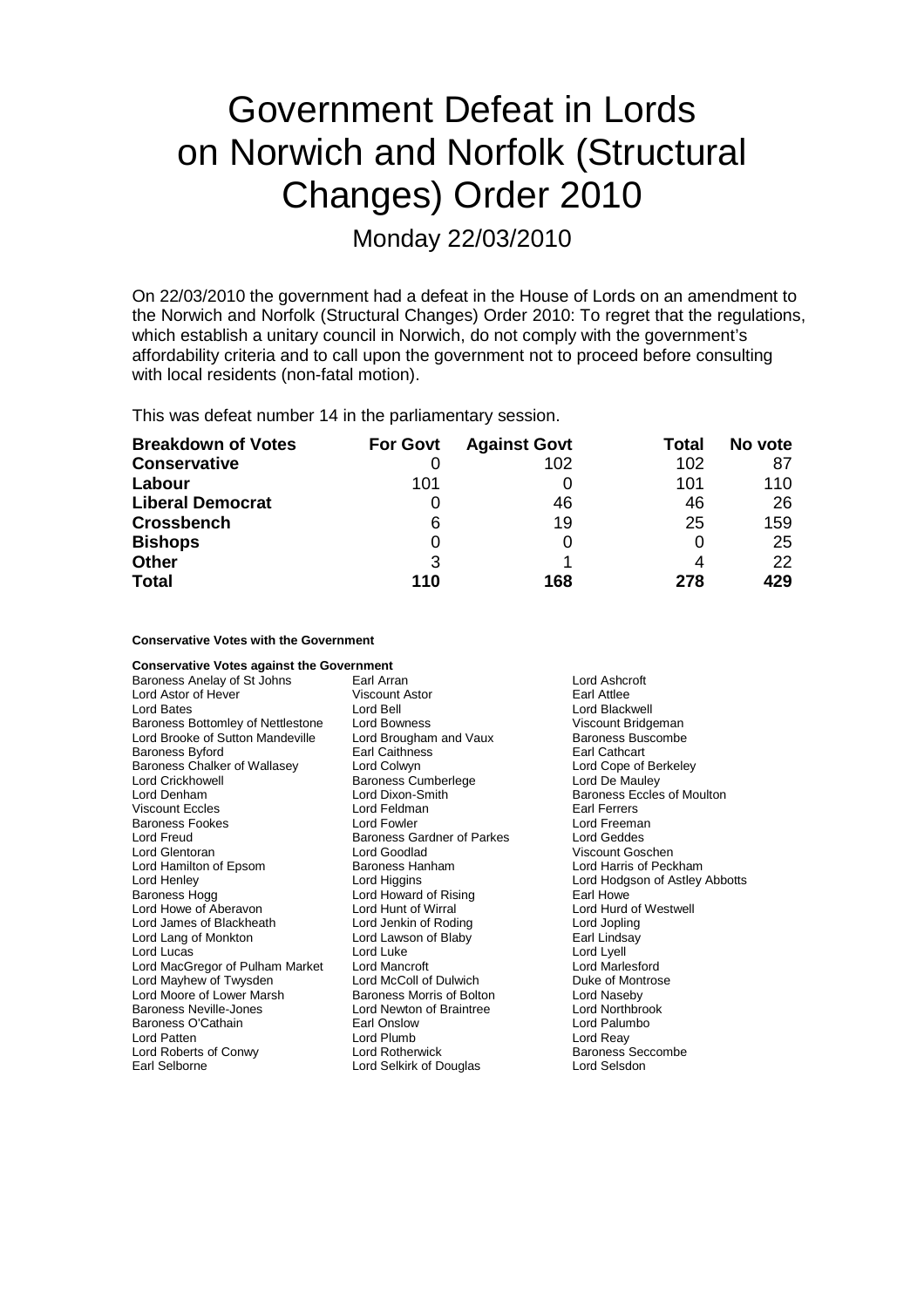# Government Defeat in Lords on Norwich and Norfolk (Structural Changes) Order 2010

Monday 22/03/2010

On 22/03/2010 the government had a defeat in the House of Lords on an amendment to the Norwich and Norfolk (Structural Changes) Order 2010: To regret that the regulations, which establish a unitary council in Norwich, do not comply with the government's affordability criteria and to call upon the government not to proceed before consulting with local residents (non-fatal motion).

This was defeat number 14 in the parliamentary session.

| Breakdown of Votes | For Govt | Against Govt | Total | No vote |
|---|---|---|---|---|
| **Conservative** | 0 | 102 | 102 | 87 |
| **Labour** | 101 | 0 | 101 | 110 |
| **Liberal Democrat** | 0 | 46 | 46 | 26 |
| **Crossbench** | 6 | 19 | 25 | 159 |
| **Bishops** | 0 | 0 | 0 | 25 |
| **Other** | 3 | 1 | 4 | 22 |
| **Total** | **110** | **168** | **278** | **429** |

**Conservative Votes with the Government**

**Conservative Votes against the Government**

Baroness Anelay of St Johns
Earl Arran
Lord Ashcroft
Lord Astor of Hever
Viscount Astor
Earl Attlee
Lord Bates
Lord Bell
Lord Blackwell
Baroness Bottomley of Nettlestone
Lord Bowness
Viscount Bridgeman
Lord Brooke of Sutton Mandeville
Lord Brougham and Vaux
Baroness Buscombe
Baroness Byford
Earl Caithness
Earl Cathcart
Baroness Chalker of Wallasey
Lord Colwyn
Lord Cope of Berkeley
Lord Crickhowell
Baroness Cumberlege
Lord De Mauley
Lord Denham
Lord Dixon-Smith
Baroness Eccles of Moulton
Viscount Eccles
Lord Feldman
Earl Ferrers
Baroness Fookes
Lord Fowler
Lord Freeman
Lord Freud
Baroness Gardner of Parkes
Lord Geddes
Lord Glentoran
Lord Goodlad
Viscount Goschen
Lord Hamilton of Epsom
Baroness Hanham
Lord Harris of Peckham
Lord Henley
Lord Higgins
Lord Hodgson of Astley Abbotts
Baroness Hogg
Lord Howard of Rising
Earl Howe
Lord Howe of Aberavon
Lord Hunt of Wirral
Lord Hurd of Westwell
Lord James of Blackheath
Lord Jenkin of Roding
Lord Jopling
Lord Lang of Monkton
Lord Lawson of Blaby
Earl Lindsay
Lord Lucas
Lord Luke
Lord Lyell
Lord MacGregor of Pulham Market
Lord Mancroft
Lord Marlesford
Lord Mayhew of Twysden
Lord McColl of Dulwich
Duke of Montrose
Lord Moore of Lower Marsh
Baroness Morris of Bolton
Lord Naseby
Baroness Neville-Jones
Lord Newton of Braintree
Lord Northbrook
Baroness O'Cathain
Earl Onslow
Lord Palumbo
Lord Patten
Lord Plumb
Lord Reay
Lord Roberts of Conwy
Lord Rotherwick
Baroness Seccombe
Earl Selborne
Lord Selkirk of Douglas
Lord Selsdon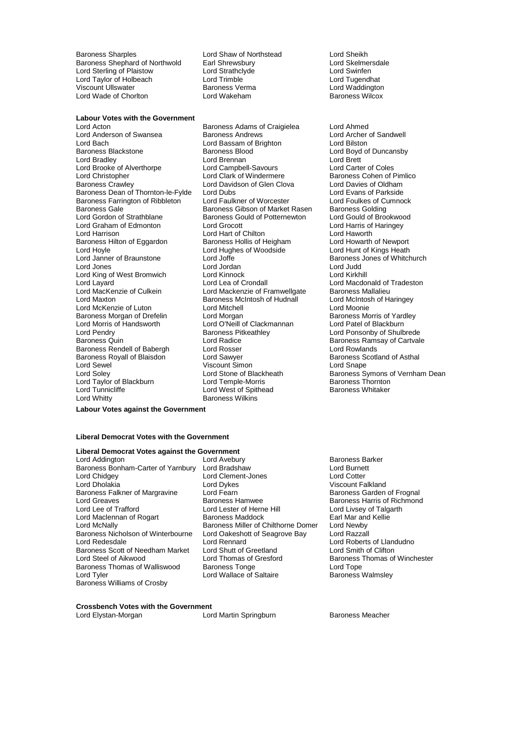Baroness Sharples
Lord Shaw of Northstead
Lord Sheikh
Baroness Shephard of Northwold
Earl Shrewsbury
Lord Skelmersdale
Lord Sterling of Plaistow
Lord Strathclyde
Lord Swinfen
Lord Taylor of Holbeach
Lord Trimble
Lord Tugendhat
Viscount Ullswater
Baroness Verma
Lord Waddington
Lord Wade of Chorlton
Lord Wakeham
Baroness Wilcox

**Labour Votes with the Government**

Lord Acton
Baroness Adams of Craigielea
Lord Ahmed
Lord Anderson of Swansea
Baroness Andrews
Lord Archer of Sandwell
Lord Bach
Lord Bassam of Brighton
Lord Bilston
Baroness Blackstone
Baroness Blood
Lord Boyd of Duncansby
Lord Bradley
Lord Brennan
Lord Brett
Lord Brooke of Alverthorpe
Lord Campbell-Savours
Lord Carter of Coles
Lord Christopher
Lord Clark of Windermere
Baroness Cohen of Pimlico
Baroness Crawley
Lord Davidson of Glen Clova
Lord Davies of Oldham
Baroness Dean of Thornton-le-Fylde
Lord Dubs
Lord Evans of Parkside
Baroness Farrington of Ribbleton
Lord Faulkner of Worcester
Lord Foulkes of Cumnock
Baroness Gale
Baroness Gibson of Market Rasen
Baroness Golding
Lord Gordon of Strathblane
Baroness Gould of Potternewton
Lord Gould of Brookwood
Lord Graham of Edmonton
Lord Grocott
Lord Harris of Haringey
Lord Harrison
Lord Hart of Chilton
Lord Haworth
Baroness Hilton of Eggardon
Baroness Hollis of Heigham
Lord Howarth of Newport
Lord Hoyle
Lord Hughes of Woodside
Lord Hunt of Kings Heath
Lord Janner of Braunstone
Lord Joffe
Baroness Jones of Whitchurch
Lord Jones
Lord Jordan
Lord Judd
Lord King of West Bromwich
Lord Kinnock
Lord Kirkhill
Lord Layard
Lord Lea of Crondall
Lord Macdonald of Tradeston
Lord MacKenzie of Culkein
Lord Mackenzie of Framwellgate
Baroness Mallalieu
Lord Maxton
Baroness McIntosh of Hudnall
Lord McIntosh of Haringey
Lord McKenzie of Luton
Lord Mitchell
Lord Moonie
Baroness Morgan of Drefelin
Lord Morgan
Baroness Morris of Yardley
Lord Morris of Handsworth
Lord O'Neill of Clackmannan
Lord Patel of Blackburn
Lord Pendry
Baroness Pitkeathley
Lord Ponsonby of Shulbrede
Baroness Quin
Lord Radice
Baroness Ramsay of Cartvale
Baroness Rendell of Babergh
Lord Rosser
Lord Rowlands
Baroness Royall of Blaisdon
Lord Sawyer
Baroness Scotland of Asthal
Lord Sewel
Viscount Simon
Lord Snape
Lord Soley
Lord Stone of Blackheath
Baroness Symons of Vernham Dean
Lord Taylor of Blackburn
Lord Temple-Morris
Baroness Thornton
Lord Tunnicliffe
Lord West of Spithead
Baroness Whitaker
Lord Whitty
Baroness Wilkins

**Labour Votes against the Government**

**Liberal Democrat Votes with the Government**

**Liberal Democrat Votes against the Government**

Lord Addington
Lord Avebury
Baroness Barker
Baroness Bonham-Carter of Yarnbury
Lord Bradshaw
Lord Burnett
Lord Chidgey
Lord Clement-Jones
Lord Cotter
Lord Dholakia
Lord Dykes
Viscount Falkland
Baroness Falkner of Margravine
Lord Fearn
Baroness Garden of Frognal
Lord Greaves
Baroness Hamwee
Baroness Harris of Richmond
Lord Lee of Trafford
Lord Lester of Herne Hill
Lord Livsey of Talgarth
Lord Maclennan of Rogart
Baroness Maddock
Earl Mar and Kellie
Lord McNally
Baroness Miller of Chilthorne Domer
Lord Newby
Baroness Nicholson of Winterbourne
Lord Oakeshott of Seagrove Bay
Lord Razzall
Lord Redesdale
Lord Rennard
Lord Roberts of Llandudno
Baroness Scott of Needham Market
Lord Shutt of Greetland
Lord Smith of Clifton
Lord Steel of Aikwood
Lord Thomas of Gresford
Baroness Thomas of Winchester
Baroness Thomas of Walliswood
Baroness Tonge
Lord Tope
Lord Tyler
Lord Wallace of Saltaire
Baroness Walmsley
Baroness Williams of Crosby

**Crossbench Votes with the Government**

Lord Elystan-Morgan
Lord Martin Springburn
Baroness Meacher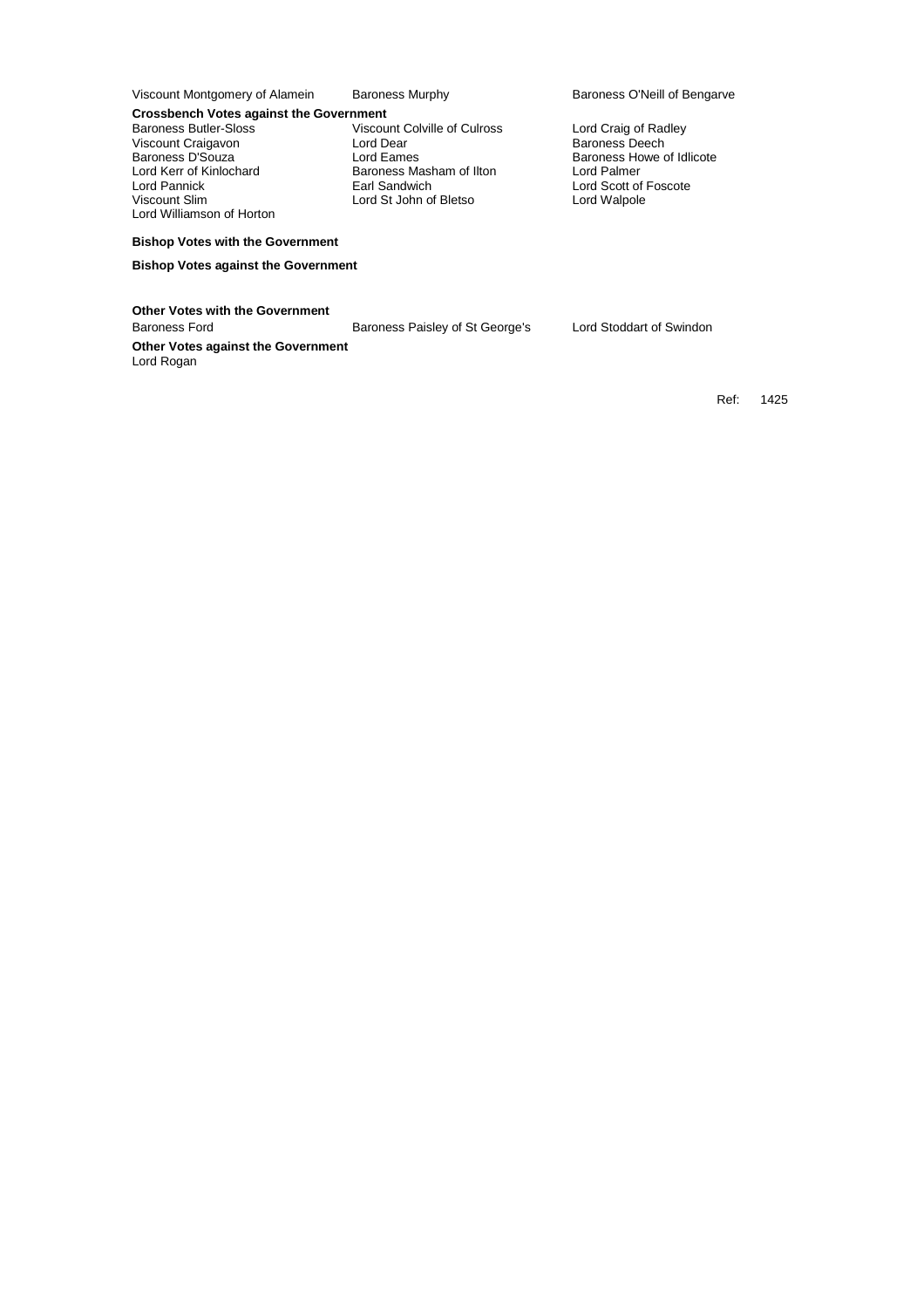Viscount Montgomery of Alamein Baroness Murphy Baroness O'Neill of Bengarve

**Crossbench Votes against the Government**

Baroness Butler-Sloss
Viscount Colville of Culross
Lord Craig of Radley
Viscount Craigavon
Lord Dear
Baroness Deech
Baroness D'Souza
Lord Eames
Baroness Howe of Idlicote
Lord Kerr of Kinlochard
Baroness Masham of Ilton
Lord Palmer
Lord Pannick
Earl Sandwich
Lord Scott of Foscote
Viscount Slim
Lord St John of Bletso
Lord Walpole
Lord Williamson of Horton

**Bishop Votes with the Government**

**Bishop Votes against the Government**

**Other Votes with the Government**

Baroness Ford
Baroness Paisley of St George's
Lord Stoddart of Swindon

**Other Votes against the Government**

Lord Rogan

Ref: 1425